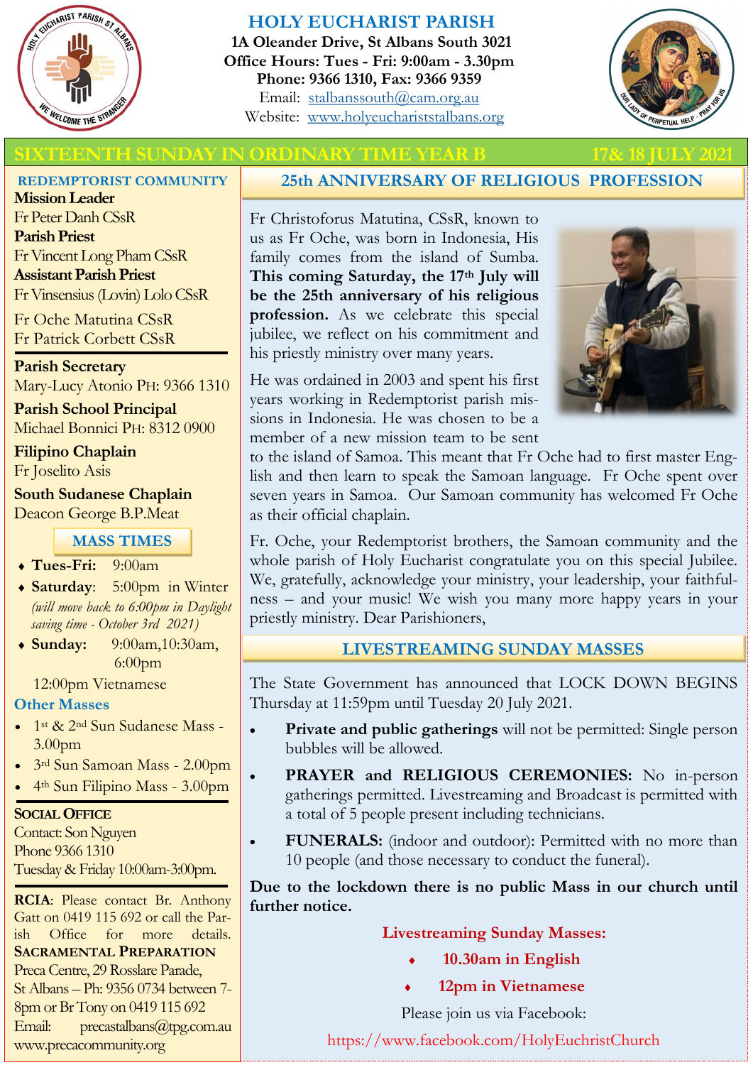# HOLY EUCHARIST PARISH

**1A Oleander Drive, St Albans South 3021**
**Office Hours: Tues - Fri: 9:00am - 3.30pm**
**Phone: 9366 1310, Fax: 9366 9359**
Email: stalbanssouth@cam.org.au
Website: www.holyeucharistStalbans.org

## SIXTEENTH SUNDAY IN ORDINARY TIME YEAR B — 17& 18 JULY 2021

### REDEMPTORIST COMMUNITY

**Mission Leader**
Fr Peter Danh CSsR
**Parish Priest**
Fr Vincent Long Pham CSsR
**Assistant Parish Priest**
Fr Vinsensius (Lovin) Lolo CSsR
Fr Oche Matutina CSsR
Fr Patrick Corbett CSsR

**Parish Secretary**
Mary-Lucy Atonio PH: 9366 1310

**Parish School Principal**
Michael Bonnici PH: 8312 0900

**Filipino Chaplain**
Fr Joselito Asis

**South Sudanese Chaplain**
Deacon George B.P.Meat

### MASS TIMES

- **Tues-Fri:** 9:00am
- **Saturday**: 5:00pm in Winter *(will move back to 6:00pm in Daylight saving time - October 3rd 2021)*
- **Sunday:** 9:00am,10:30am, 6:00pm

12:00pm Vietnamese

### Other Masses

- 1st & 2nd Sun Sudanese Mass - 3.00pm
- 3rd Sun Samoan Mass - 2.00pm
- 4th Sun Filipino Mass - 3.00pm

**SOCIAL OFFICE**
Contact: Son Nguyen
Phone 9366 1310
Tuesday & Friday 10:00am-3:00pm.

**RCIA**: Please contact Br. Anthony Gatt on 0419 115 692 or call the Parish Office for more details.

**SACRAMENTAL PREPARATION**
Preca Centre, 29 Rosslare Parade, St Albans – Ph: 9356 0734 between 7-8pm or Br Tony on 0419 115 692
Email: precastalbans@tpg.com.au
www.precacommunity.org

## 25th ANNIVERSARY OF RELIGIOUS PROFESSION

Fr Christoforus Matutina, CSsR, known to us as Fr Oche, was born in Indonesia, His family comes from the island of Sumba. **This coming Saturday, the 17th July will be the 25th anniversary of his religious profession.** As we celebrate this special jubilee, we reflect on his commitment and his priestly ministry over many years.

He was ordained in 2003 and spent his first years working in Redemptorist parish missions in Indonesia. He was chosen to be a member of a new mission team to be sent to the island of Samoa. This meant that Fr Oche had to first master English and then learn to speak the Samoan language. Fr Oche spent over seven years in Samoa. Our Samoan community has welcomed Fr Oche as their official chaplain.

Fr. Oche, your Redemptorist brothers, the Samoan community and the whole parish of Holy Eucharist congratulate you on this special Jubilee. We, gratefully, acknowledge your ministry, your leadership, your faithfulness – and your music! We wish you many more happy years in your priestly ministry. Dear Parishioners,

## LIVESTREAMING SUNDAY MASSES

The State Government has announced that LOCK DOWN BEGINS Thursday at 11:59pm until Tuesday 20 July 2021.

- **Private and public gatherings** will not be permitted: Single person bubbles will be allowed.
- **PRAYER and RELIGIOUS CEREMONIES:** No in-person gatherings permitted. Livestreaming and Broadcast is permitted with a total of 5 people present including technicians.
- **FUNERALS:** (indoor and outdoor): Permitted with no more than 10 people (and those necessary to conduct the funeral).

**Due to the lockdown there is no public Mass in our church until further notice.**

**Livestreaming Sunday Masses:**

- **10.30am in English**
- **12pm in Vietnamese**

Please join us via Facebook:
https://www.facebook.com/HolyEuchristChurch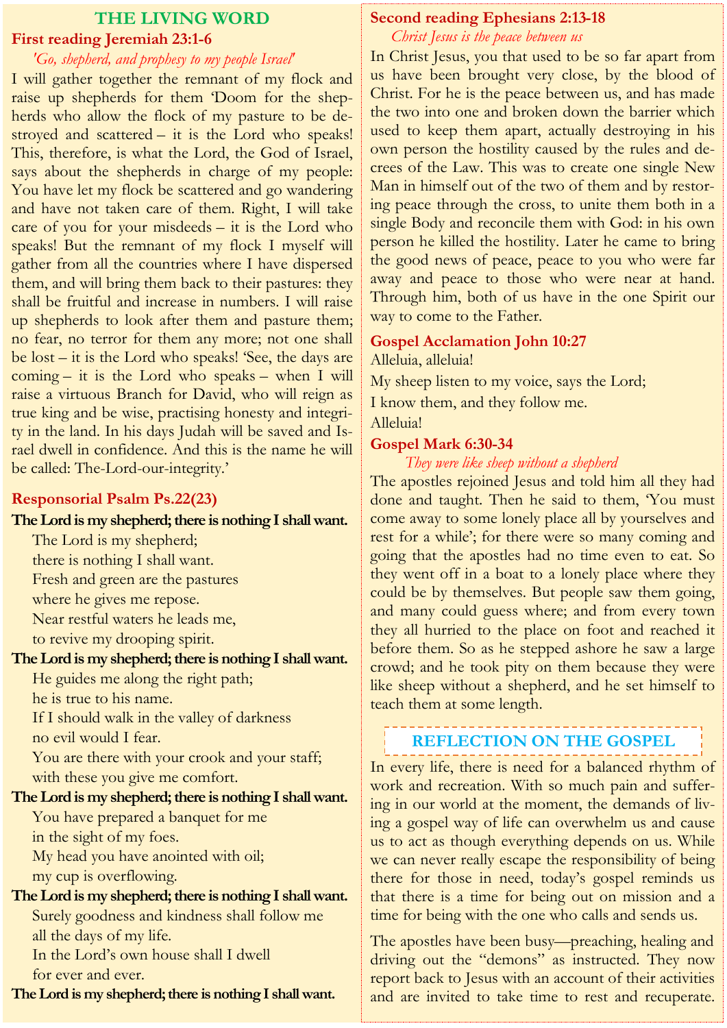# THE LIVING WORD

## First reading Jeremiah 23:1-6

*'Go, shepherd, and prophesy to my people Israel'*

I will gather together the remnant of my flock and raise up shepherds for them 'Doom for the shepherds who allow the flock of my pasture to be destroyed and scattered – it is the Lord who speaks! This, therefore, is what the Lord, the God of Israel, says about the shepherds in charge of my people: You have let my flock be scattered and go wandering and have not taken care of them. Right, I will take care of you for your misdeeds – it is the Lord who speaks! But the remnant of my flock I myself will gather from all the countries where I have dispersed them, and will bring them back to their pastures: they shall be fruitful and increase in numbers. I will raise up shepherds to look after them and pasture them; no fear, no terror for them any more; not one shall be lost – it is the Lord who speaks! 'See, the days are coming – it is the Lord who speaks – when I will raise a virtuous Branch for David, who will reign as true king and be wise, practising honesty and integrity in the land. In his days Judah will be saved and Israel dwell in confidence. And this is the name he will be called: The-Lord-our-integrity.'

## Responsorial Psalm Ps.22(23)

**The Lord is my shepherd; there is nothing I shall want.**

The Lord is my shepherd;
there is nothing I shall want.
Fresh and green are the pastures
where he gives me repose.
Near restful waters he leads me,
to revive my drooping spirit.

**The Lord is my shepherd; there is nothing I shall want.**

He guides me along the right path;
he is true to his name.
If I should walk in the valley of darkness
no evil would I fear.
You are there with your crook and your staff;
with these you give me comfort.

**The Lord is my shepherd; there is nothing I shall want.**

You have prepared a banquet for me
in the sight of my foes.
My head you have anointed with oil;
my cup is overflowing.

**The Lord is my shepherd; there is nothing I shall want.**

Surely goodness and kindness shall follow me
all the days of my life.
In the Lord's own house shall I dwell
for ever and ever.

**The Lord is my shepherd; there is nothing I shall want.**

## Second reading Ephesians 2:13-18

*Christ Jesus is the peace between us*

In Christ Jesus, you that used to be so far apart from us have been brought very close, by the blood of Christ. For he is the peace between us, and has made the two into one and broken down the barrier which used to keep them apart, actually destroying in his own person the hostility caused by the rules and decrees of the Law. This was to create one single New Man in himself out of the two of them and by restoring peace through the cross, to unite them both in a single Body and reconcile them with God: in his own person he killed the hostility. Later he came to bring the good news of peace, peace to you who were far away and peace to those who were near at hand. Through him, both of us have in the one Spirit our way to come to the Father.

## Gospel Acclamation John 10:27

Alleluia, alleluia!
My sheep listen to my voice, says the Lord;
I know them, and they follow me.
Alleluia!

## Gospel Mark 6:30-34

*They were like sheep without a shepherd*

The apostles rejoined Jesus and told him all they had done and taught. Then he said to them, 'You must come away to some lonely place all by yourselves and rest for a while'; for there were so many coming and going that the apostles had no time even to eat. So they went off in a boat to a lonely place where they could be by themselves. But people saw them going, and many could guess where; and from every town they all hurried to the place on foot and reached it before them. So as he stepped ashore he saw a large crowd; and he took pity on them because they were like sheep without a shepherd, and he set himself to teach them at some length.

## REFLECTION ON THE GOSPEL

In every life, there is need for a balanced rhythm of work and recreation. With so much pain and suffering in our world at the moment, the demands of living a gospel way of life can overwhelm us and cause us to act as though everything depends on us. While we can never really escape the responsibility of being there for those in need, today's gospel reminds us that there is a time for being out on mission and a time for being with the one who calls and sends us.

The apostles have been busy—preaching, healing and driving out the "demons" as instructed. They now report back to Jesus with an account of their activities and are invited to take time to rest and recuperate.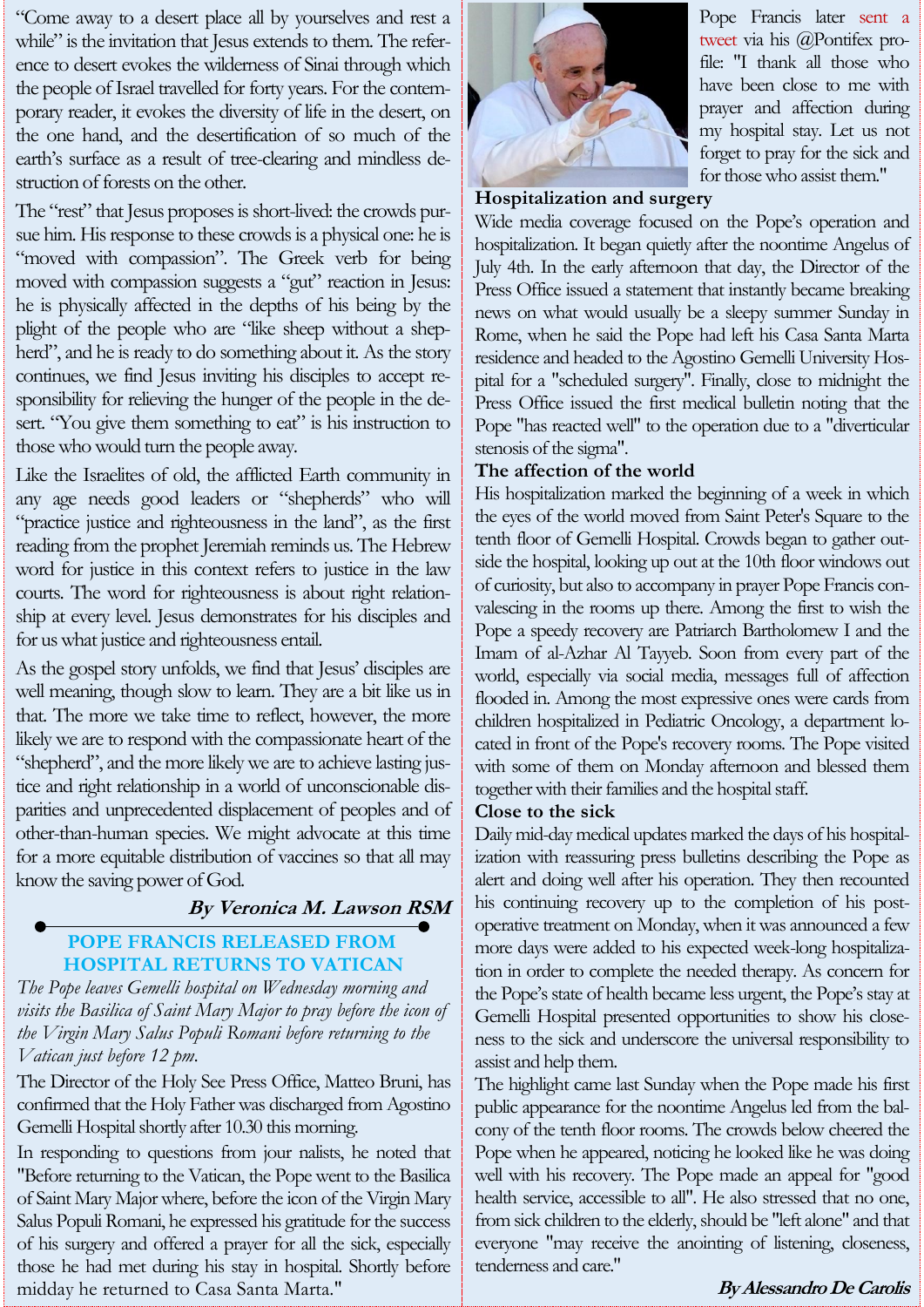"Come away to a desert place all by yourselves and rest a while" is the invitation that Jesus extends to them. The reference to desert evokes the wilderness of Sinai through which the people of Israel travelled for forty years. For the contemporary reader, it evokes the diversity of life in the desert, on the one hand, and the desertification of so much of the earth's surface as a result of tree-clearing and mindless destruction of forests on the other.

The "rest" that Jesus proposes is short-lived: the crowds pursue him. His response to these crowds is a physical one: he is "moved with compassion". The Greek verb for being moved with compassion suggests a "gut" reaction in Jesus: he is physically affected in the depths of his being by the plight of the people who are "like sheep without a shepherd", and he is ready to do something about it. As the story continues, we find Jesus inviting his disciples to accept responsibility for relieving the hunger of the people in the desert. "You give them something to eat" is his instruction to those who would turn the people away.

Like the Israelites of old, the afflicted Earth community in any age needs good leaders or "shepherds" who will "practice justice and righteousness in the land", as the first reading from the prophet Jeremiah reminds us. The Hebrew word for justice in this context refers to justice in the law courts. The word for righteousness is about right relationship at every level. Jesus demonstrates for his disciples and for us what justice and righteousness entail.

As the gospel story unfolds, we find that Jesus' disciples are well meaning, though slow to learn. They are a bit like us in that. The more we take time to reflect, however, the more likely we are to respond with the compassionate heart of the "shepherd", and the more likely we are to achieve lasting justice and right relationship in a world of unconscionable disparities and unprecedented displacement of peoples and of other-than-human species. We might advocate at this time for a more equitable distribution of vaccines so that all may know the saving power of God.

***By Veronica M. Lawson RSM***

## POPE FRANCIS RELEASED FROM HOSPITAL RETURNS TO VATICAN

*The Pope leaves Gemelli hospital on Wednesday morning and visits the Basilica of Saint Mary Major to pray before the icon of the Virgin Mary Salus Populi Romani before returning to the Vatican just before 12 pm.*

The Director of the Holy See Press Office, Matteo Bruni, has confirmed that the Holy Father was discharged from Agostino Gemelli Hospital shortly after 10.30 this morning.

In responding to questions from jour nalists, he noted that "Before returning to the Vatican, the Pope went to the Basilica of Saint Mary Major where, before the icon of the Virgin Mary Salus Populi Romani, he expressed his gratitude for the success of his surgery and offered a prayer for all the sick, especially those he had met during his stay in hospital. Shortly before midday he returned to Casa Santa Marta."

Pope Francis later sent a tweet via his @Pontifex profile: "I thank all those who have been close to me with prayer and affection during my hospital stay. Let us not forget to pray for the sick and for those who assist them."

### Hospitalization and surgery

Wide media coverage focused on the Pope's operation and hospitalization. It began quietly after the noontime Angelus of July 4th. In the early afternoon that day, the Director of the Press Office issued a statement that instantly became breaking news on what would usually be a sleepy summer Sunday in Rome, when he said the Pope had left his Casa Santa Marta residence and headed to the Agostino Gemelli University Hospital for a "scheduled surgery". Finally, close to midnight the Press Office issued the first medical bulletin noting that the Pope "has reacted well" to the operation due to a "diverticular stenosis of the sigma".

### The affection of the world

His hospitalization marked the beginning of a week in which the eyes of the world moved from Saint Peter's Square to the tenth floor of Gemelli Hospital. Crowds began to gather outside the hospital, looking up out at the 10th floor windows out of curiosity, but also to accompany in prayer Pope Francis convalescing in the rooms up there. Among the first to wish the Pope a speedy recovery are Patriarch Bartholomew I and the Imam of al-Azhar Al Tayyeb. Soon from every part of the world, especially via social media, messages full of affection flooded in. Among the most expressive ones were cards from children hospitalized in Pediatric Oncology, a department located in front of the Pope's recovery rooms. The Pope visited with some of them on Monday afternoon and blessed them together with their families and the hospital staff.

### Close to the sick

Daily mid-day medical updates marked the days of his hospitalization with reassuring press bulletins describing the Pope as alert and doing well after his operation. They then recounted his continuing recovery up to the completion of his post-operative treatment on Monday, when it was announced a few more days were added to his expected week-long hospitalization in order to complete the needed therapy. As concern for the Pope's state of health became less urgent, the Pope's stay at Gemelli Hospital presented opportunities to show his closeness to the sick and underscore the universal responsibility to assist and help them.

The highlight came last Sunday when the Pope made his first public appearance for the noontime Angelus led from the balcony of the tenth floor rooms. The crowds below cheered the Pope when he appeared, noticing he looked like he was doing well with his recovery. The Pope made an appeal for "good health service, accessible to all". He also stressed that no one, from sick children to the elderly, should be "left alone" and that everyone "may receive the anointing of listening, closeness, tenderness and care."

***By Alessandro De Carolis***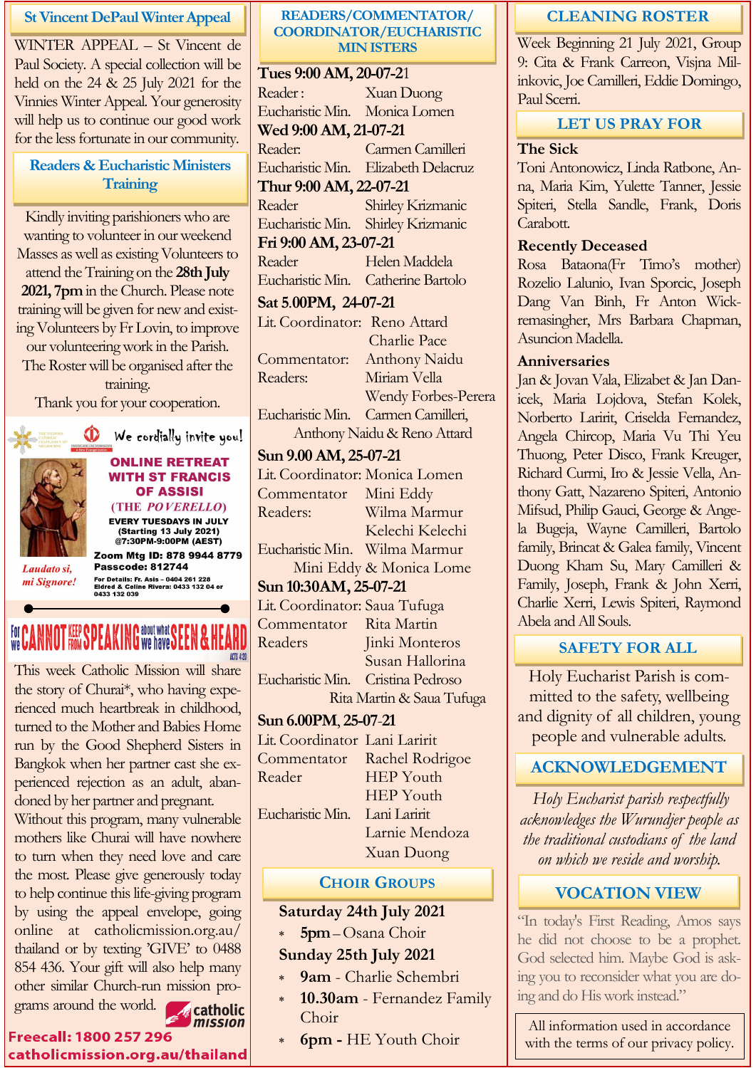## St Vincent DePaul Winter Appeal

WINTER APPEAL – St Vincent de Paul Society. A special collection will be held on the 24 & 25 July 2021 for the Vinnies Winter Appeal. Your generosity will help us to continue our good work for the less fortunate in our community.

## Readers & Eucharistic Ministers Training

Kindly inviting parishioners who are wanting to volunteer in our weekend Masses as well as existing Volunteers to attend the Training on the **28th July 2021, 7pm** in the Church. Please note training will be given for new and existing Volunteers by Fr Lovin, to improve our volunteering work in the Parish. The Roster will be organised after the training.

Thank you for your cooperation.

We cordially invite you!

**ONLINE RETREAT WITH ST FRANCIS OF ASSISI**

(THE *POVERELLO*)

**EVERY TUESDAYS IN JULY (Starting 13 July 2021) @7:30PM-9:00PM (AEST)**

**Zoom Mtg ID: 878 9944 8779**

**Passcode: 812744**

For Details: Fr. Asis – 0404 261 228 Eldred & Celine Rivera: 0433 132 04 or 0433 132 039

*Laudato si, mi Signore!*

**For WE CANNOT KEEP FROM SPEAKING about what we have SEEN & HEARD** ACTS 4:20

This week Catholic Mission will share the story of Churai*, who having experienced much heartbreak in childhood, turned to the Mother and Babies Home run by the Good Shepherd Sisters in Bangkok when her partner cast she experienced rejection as an adult, abandoned by her partner and pregnant. Without this program, many vulnerable mothers like Churai will have nowhere to turn when they need love and care the most. Please give generously today to help continue this life-giving program by using the appeal envelope, going online at catholicmission.org.au/thailand or by texting 'GIVE' to 0488 854 436. Your gift will also help many other similar Church-run mission programs around the world.

catholic mission

**Freecall: 1800 257 296**

**catholicmission.org.au/thailand**

## READERS/COMMENTATOR/ COORDINATOR/EUCHARISTIC MINISTERS

**Tues 9:00 AM, 20-07-21**
Reader: Xuan Duong
Eucharistic Min. Monica Lomen

**Wed 9:00 AM, 21-07-21**
Reader: Carmen Camilleri
Eucharistic Min. Elizabeth Delacruz

**Thur 9:00 AM, 22-07-21**
Reader Shirley Krizmanic
Eucharistic Min. Shirley Krizmanic

**Fri 9:00 AM, 23-07-21**
Reader Helen Maddela
Eucharistic Min. Catherine Bartolo

**Sat 5.00PM, 24-07-21**
Lit. Coordinator: Reno Attard, Charlie Pace
Commentator: Anthony Naidu
Readers: Miriam Vella, Wendy Forbes-Perera
Eucharistic Min. Carmen Camilleri, Anthony Naidu & Reno Attard

**Sun 9.00 AM, 25-07-21**
Lit. Coordinator: Monica Lomen
Commentator Mini Eddy
Readers: Wilma Marmur, Kelechi Kelechi
Eucharistic Min. Wilma Marmur, Mini Eddy & Monica Lome

**Sun 10:30AM, 25-07-21**
Lit. Coordinator: Saua Tufuga
Commentator Rita Martin
Readers Jinki Monteros, Susan Hallorina
Eucharistic Min. Cristina Pedroso, Rita Martin & Saua Tufuga

**Sun 6.00PM, 25-07-21**
Lit. Coordinator Lani Laririt
Commentator Rachel Rodrigoe
Reader HEP Youth, HEP Youth
Eucharistic Min. Lani Laririt, Larnie Mendoza, Xuan Duong

## Choir Groups

**Saturday 24th July 2021**

- **5pm** – Osana Choir

**Sunday 25th July 2021**

- **9am** - Charlie Schembri
- **10.30am** - Fernandez Family Choir
- **6pm -** HE Youth Choir

## CLEANING ROSTER

Week Beginning 21 July 2021, Group 9: Cita & Frank Carreon, Visjna Milinkovic, Joe Camilleri, Eddie Domingo, Paul Scerri.

## LET US PRAY FOR

**The Sick**

Toni Antonowicz, Linda Ratbone, Anna, Maria Kim, Yulette Tanner, Jessie Spiteri, Stella Sandle, Frank, Doris Carabott.

**Recently Deceased**

Rosa Bataona(Fr Timo's mother) Rozelio Lalunio, Ivan Sporcic, Joseph Dang Van Binh, Fr Anton Wickremasinghe, Mrs Barbara Chapman, Asuncion Madella.

**Anniversaries**

Jan & Jovan Vala, Elizabet & Jan Danicek, Maria Lojdova, Stefan Kolek, Norberto Laririt, Criselda Fernandez, Angela Chircop, Maria Vu Thi Yeu Thuong, Peter Disco, Frank Kreuger, Richard Curmi, Iro & Jessie Vella, Anthony Gatt, Nazareno Spiteri, Antonio Mifsud, Philip Gauci, George & Angela Bugeja, Wayne Camilleri, Bartolo family, Brincat & Galea family, Vincent Duong Kham Su, Mary Camilleri & Family, Joseph, Frank & John Xerri, Charlie Xerri, Lewis Spiteri, Raymond Abela and All Souls.

## SAFETY FOR ALL

Holy Eucharist Parish is committed to the safety, wellbeing and dignity of all children, young people and vulnerable adults.

## ACKNOWLEDGEMENT

*Holy Eucharist parish respectfully acknowledges the Wurundjer people as the traditional custodians of the land on which we reside and worship.*

## VOCATION VIEW

"In today's First Reading, Amos says he did not choose to be a prophet. God selected him. Maybe God is asking you to reconsider what you are doing and do His work instead."

All information used in accordance with the terms of our privacy policy.